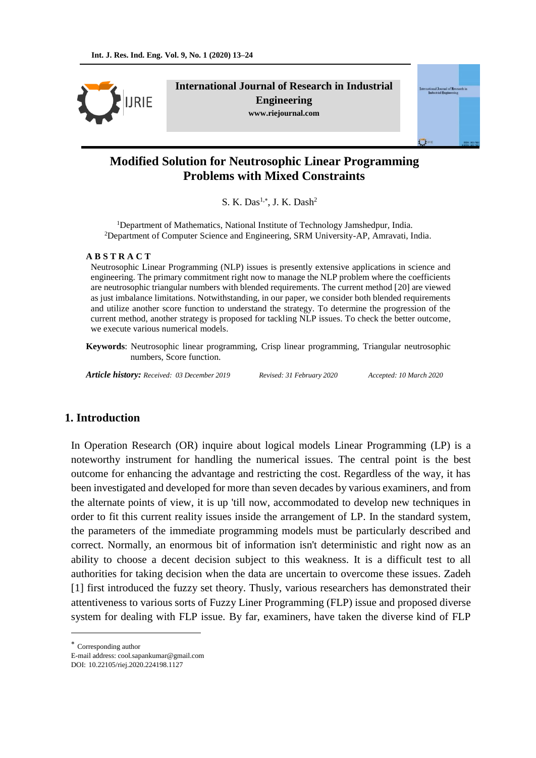# Modified Solution for Neutrosophic Linear Programming Problems with Mixed Constraints

S. K. Das[1,*], J. K. Dash[2]

[1]Department of Mathematics, National Institute of Technology Jamshedpur, India.
[2]Department of Computer Science and Engineering, SRM University-AP, Amravati, India.

**A B S T R A C T**

Neutrosophic Linear Programming (NLP) issues is presently extensive applications in science and engineering. The primary commitment right now to manage the NLP problem where the coefficients are neutrosophic triangular numbers with blended requirements. The current method [20] are viewed as just imbalance limitations. Notwithstanding, in our paper, we consider both blended requirements and utilize another score function to understand the strategy. To determine the progression of the current method, another strategy is proposed for tackling NLP issues. To check the better outcome, we execute various numerical models.

**Keywords**: Neutrosophic linear programming, Crisp linear programming, Triangular neutrosophic numbers, Score function.

***Article history:*** *Received: 03 December 2019* *Revised: 31 February 2020* *Accepted: 10 March 2020*

## 1. Introduction

In Operation Research (OR) inquire about logical models Linear Programming (LP) is a noteworthy instrument for handling the numerical issues. The central point is the best outcome for enhancing the advantage and restricting the cost. Regardless of the way, it has been investigated and developed for more than seven decades by various examiners, and from the alternate points of view, it is up 'till now, accommodated to develop new techniques in order to fit this current reality issues inside the arrangement of LP. In the standard system, the parameters of the immediate programming models must be particularly described and correct. Normally, an enormous bit of information isn't deterministic and right now as an ability to choose a decent decision subject to this weakness. It is a difficult test to all authorities for taking decision when the data are uncertain to overcome these issues. Zadeh [1] first introduced the fuzzy set theory. Thusly, various researchers has demonstrated their attentiveness to various sorts of Fuzzy Liner Programming (FLP) issue and proposed diverse system for dealing with FLP issue. By far, examiners, have taken the diverse kind of FLP

---

[*] Corresponding author
E-mail address: cool.sapankumar@gmail.com
DOI: 10.22105/riej.2020.224198.1127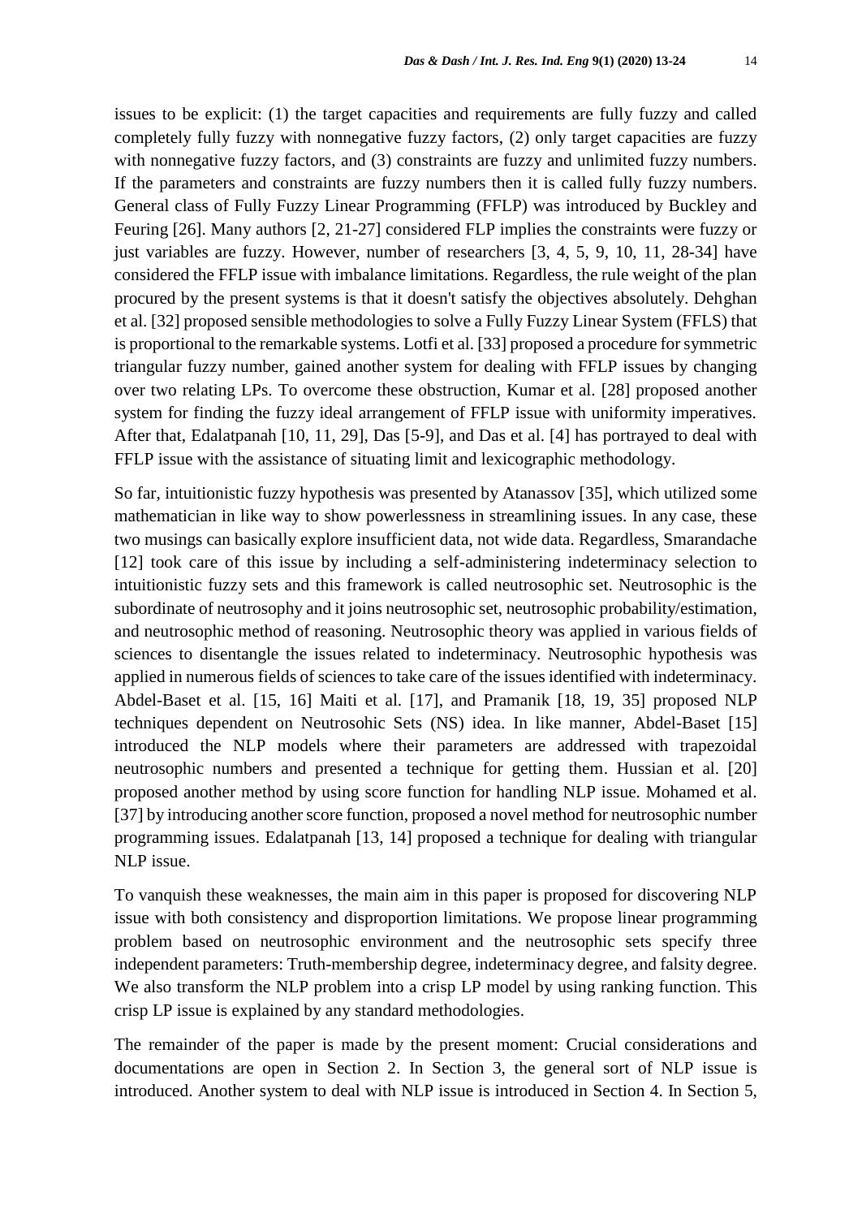issues to be explicit: (1) the target capacities and requirements are fully fuzzy and called completely fully fuzzy with nonnegative fuzzy factors, (2) only target capacities are fuzzy with nonnegative fuzzy factors, and (3) constraints are fuzzy and unlimited fuzzy numbers. If the parameters and constraints are fuzzy numbers then it is called fully fuzzy numbers. General class of Fully Fuzzy Linear Programming (FFLP) was introduced by Buckley and Feuring [26]. Many authors [2, 21-27] considered FLP implies the constraints were fuzzy or just variables are fuzzy. However, number of researchers [3, 4, 5, 9, 10, 11, 28-34] have considered the FFLP issue with imbalance limitations. Regardless, the rule weight of the plan procured by the present systems is that it doesn't satisfy the objectives absolutely. Dehghan et al. [32] proposed sensible methodologies to solve a Fully Fuzzy Linear System (FFLS) that is proportional to the remarkable systems. Lotfi et al. [33] proposed a procedure for symmetric triangular fuzzy number, gained another system for dealing with FFLP issues by changing over two relating LPs. To overcome these obstruction, Kumar et al. [28] proposed another system for finding the fuzzy ideal arrangement of FFLP issue with uniformity imperatives. After that, Edalatpanah [10, 11, 29], Das [5-9], and Das et al. [4] has portrayed to deal with FFLP issue with the assistance of situating limit and lexicographic methodology.

So far, intuitionistic fuzzy hypothesis was presented by Atanassov [35], which utilized some mathematician in like way to show powerlessness in streamlining issues. In any case, these two musings can basically explore insufficient data, not wide data. Regardless, Smarandache [12] took care of this issue by including a self-administering indeterminacy selection to intuitionistic fuzzy sets and this framework is called neutrosophic set. Neutrosophic is the subordinate of neutrosophy and it joins neutrosophic set, neutrosophic probability/estimation, and neutrosophic method of reasoning. Neutrosophic theory was applied in various fields of sciences to disentangle the issues related to indeterminacy. Neutrosophic hypothesis was applied in numerous fields of sciences to take care of the issues identified with indeterminacy. Abdel-Baset et al. [15, 16] Maiti et al. [17], and Pramanik [18, 19, 35] proposed NLP techniques dependent on Neutrosohic Sets (NS) idea. In like manner, Abdel-Baset [15] introduced the NLP models where their parameters are addressed with trapezoidal neutrosophic numbers and presented a technique for getting them. Hussian et al. [20] proposed another method by using score function for handling NLP issue. Mohamed et al. [37] by introducing another score function, proposed a novel method for neutrosophic number programming issues. Edalatpanah [13, 14] proposed a technique for dealing with triangular NLP issue.

To vanquish these weaknesses, the main aim in this paper is proposed for discovering NLP issue with both consistency and disproportion limitations. We propose linear programming problem based on neutrosophic environment and the neutrosophic sets specify three independent parameters: Truth-membership degree, indeterminacy degree, and falsity degree. We also transform the NLP problem into a crisp LP model by using ranking function. This crisp LP issue is explained by any standard methodologies.

The remainder of the paper is made by the present moment: Crucial considerations and documentations are open in Section 2. In Section 3, the general sort of NLP issue is introduced. Another system to deal with NLP issue is introduced in Section 4. In Section 5,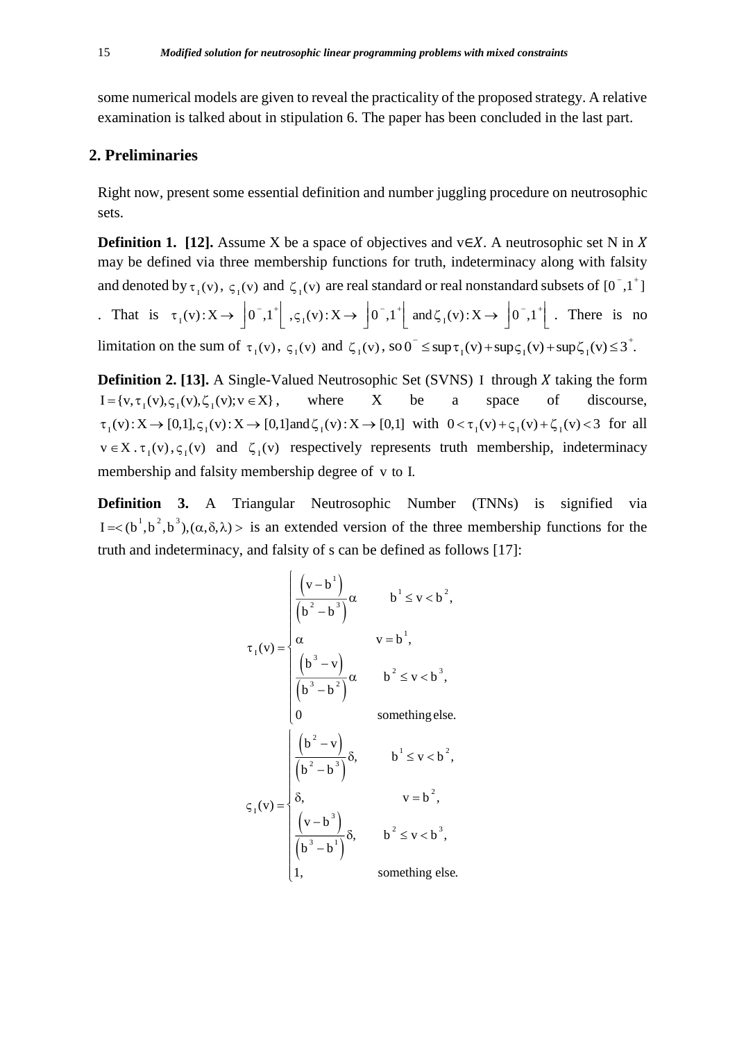some numerical models are given to reveal the practicality of the proposed strategy. A relative examination is talked about in stipulation 6. The paper has been concluded in the last part.

## 2. Preliminaries

Right now, present some essential definition and number juggling procedure on neutrosophic sets.

**Definition 1. [12].** Assume X be a space of objectives and $v \in X$. A neutrosophic set N in $X$ may be defined via three membership functions for truth, indeterminacy along with falsity and denoted by $\tau_I(v)$, $\varsigma_I(v)$ and $\zeta_I(v)$ are real standard or real nonstandard subsets of $[0^-, 1^+]$. That is $\tau_I(v): X \to \left]0^-, 1^+\right[$, $\varsigma_I(v): X \to \left]0^-, 1^+\right[$ and $\zeta_I(v): X \to \left]0^-, 1^+\right[$. There is no limitation on the sum of $\tau_I(v)$, $\varsigma_I(v)$ and $\zeta_I(v)$, so $0^- \le \sup \tau_I(v) + \sup \varsigma_I(v) + \sup \zeta_I(v) \le 3^+$.

**Definition 2. [13].** A Single-Valued Neutrosophic Set (SVNS) I through $X$ taking the form $I = \{v, \tau_I(v), \varsigma_I(v), \zeta_I(v); v \in X\}$, where X be a space of discourse, $\tau_I(v): X \to [0,1], \varsigma_I(v): X \to [0,1]$ and $\zeta_I(v): X \to [0,1]$ with $0 < \tau_I(v) + \varsigma_I(v) + \zeta_I(v) < 3$ for all $v \in X$. $\tau_I(v)$, $\varsigma_I(v)$ and $\zeta_I(v)$ respectively represents truth membership, indeterminacy membership and falsity membership degree of v to I.

**Definition 3.** A Triangular Neutrosophic Number (TNNs) is signified via $I = <(b^1, b^2, b^3), (\alpha, \delta, \lambda)>$ is an extended version of the three membership functions for the truth and indeterminacy, and falsity of s can be defined as follows [17]:

$$\tau_I(v) = \begin{cases} \dfrac{\left(v - b^1\right)}{\left(b^2 - b^3\right)}\alpha & b^1 \le v < b^2, \\ \alpha & v = b^1, \\ \dfrac{\left(b^3 - v\right)}{\left(b^3 - b^2\right)}\alpha & b^2 \le v < b^3, \\ 0 & \text{something else.} \end{cases}$$

$$\varsigma_I(v) = \begin{cases} \dfrac{\left(b^2 - v\right)}{\left(b^2 - b^3\right)}\delta, & b^1 \le v < b^2, \\ \delta, & v = b^2, \\ \dfrac{\left(v - b^3\right)}{\left(b^3 - b^1\right)}\delta, & b^2 \le v < b^3, \\ 1, & \text{something else.} \end{cases}$$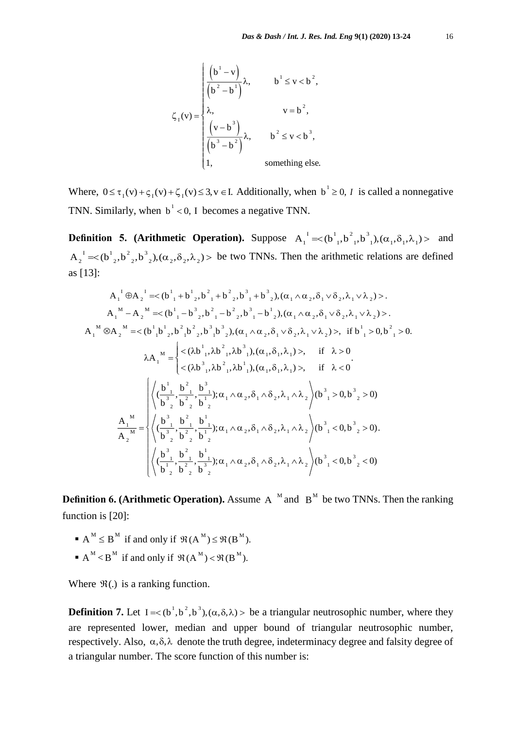$$
\zeta_I(v) = \begin{cases} \frac{\left(b^1 - v\right)}{\left(b^2 - b^1\right)}\lambda, & b^1 \le v < b^2, \\ \lambda, & v = b^2, \\ \frac{\left(v - b^3\right)}{\left(b^3 - b^2\right)}\lambda, & b^2 \le v < b^3, \\ 1, & \text{something else.} \end{cases}
$$

Where, $0 \le \tau_I(v) + \varsigma_I(v) + \zeta_I(v) \le 3, v \in I.$ Additionally, when $b^1 \ge 0$, $I$ is called a nonnegative TNN. Similarly, when $b^1 < 0$, I becomes a negative TNN.

**Definition 5. (Arithmetic Operation).** Suppose $A_1^{\ I} =< (b^1{}_1, b^2{}_1, b^3{}_1), (\alpha_1, \delta_1, \lambda_1) >$ and $A_2^{\ I} =< (b^1{}_2, b^2{}_2, b^3{}_2), (\alpha_2, \delta_2, \lambda_2) >$ be two TNNs. Then the arithmetic relations are defined as [13]:

$$
A_1^{\ I} \oplus A_2^{\ I} =< (b^1{}_1 + b^1{}_2, b^2{}_1 + b^2{}_2, b^3{}_1 + b^3{}_2), (\alpha_1 \wedge \alpha_2, \delta_1 \vee \delta_2, \lambda_1 \vee \lambda_2) >.
$$

$$
A_1^{\ M} - A_2^{\ M} =< (b^1{}_1 - b^3{}_2, b^2{}_1 - b^2{}_2, b^3{}_1 - b^1{}_2), (\alpha_1 \wedge \alpha_2, \delta_1 \vee \delta_2, \lambda_1 \vee \lambda_2) >.
$$

$$
A_1^{\ M} \otimes A_2^{\ M} =< (b^1{}_1 b^1{}_2, b^2{}_1 b^2{}_2, b^3{}_1 b^3{}_2), (\alpha_1 \wedge \alpha_2, \delta_1 \vee \delta_2, \lambda_1 \vee \lambda_2) >, \ \text{if } b^1{}_1 > 0, b^2{}_1 > 0.
$$

$$
\lambda A_1^{\ M} = \begin{cases} < (\lambda b^1{}_1, \lambda b^2{}_1, \lambda b^3{}_1), (\alpha_1, \delta_1, \lambda_1) >, & \text{if } \lambda > 0 \\ < (\lambda b^3{}_1, \lambda b^2{}_1, \lambda b^1{}_1), (\alpha_1, \delta_1, \lambda_1) >, & \text{if } \lambda < 0 \end{cases}.
$$

$$
\frac{A_1^{\ M}}{A_2^{\ M}} = \begin{cases} \left\langle (\frac{b^1{}_1}{b^3{}_2}, \frac{b^2{}_1}{b^2{}_2}, \frac{b^3{}_1}{b^1{}_2}); \alpha_1 \wedge \alpha_2, \delta_1 \wedge \delta_2, \lambda_1 \wedge \lambda_2 \right\rangle (b^3{}_1 > 0, b^3{}_2 > 0) \\ \left\langle (\frac{b^3{}_1}{b^3{}_2}, \frac{b^2{}_1}{b^2{}_2}, \frac{b^1{}_1}{b^1{}_2}); \alpha_1 \wedge \alpha_2, \delta_1 \wedge \delta_2, \lambda_1 \wedge \lambda_2 \right\rangle (b^3{}_1 < 0, b^3{}_2 > 0). \\ \left\langle (\frac{b^3{}_1}{b^1{}_2}, \frac{b^2{}_1}{b^2{}_2}, \frac{b^1{}_1}{b^3{}_2}); \alpha_1 \wedge \alpha_2, \delta_1 \wedge \delta_2, \lambda_1 \wedge \lambda_2 \right\rangle (b^3{}_1 < 0, b^3{}_2 < 0) \end{cases}
$$

**Definition 6. (Arithmetic Operation).** Assume $A^{\ M}$ and $B^M$ be two TNNs. Then the ranking function is [20]:

- $A^M \le B^M$ if and only if $\Re(A^M) \le \Re(B^M)$.
- $A^M < B^M$ if and only if $\Re(A^M) < \Re(B^M)$.

Where $\Re(.)$ is a ranking function.

**Definition 7.** Let $I =< (b^1, b^2, b^3), (\alpha, \delta, \lambda) >$ be a triangular neutrosophic number, where they are represented lower, median and upper bound of triangular neutrosophic number, respectively. Also, $\alpha, \delta, \lambda$ denote the truth degree, indeterminacy degree and falsity degree of a triangular number. The score function of this number is: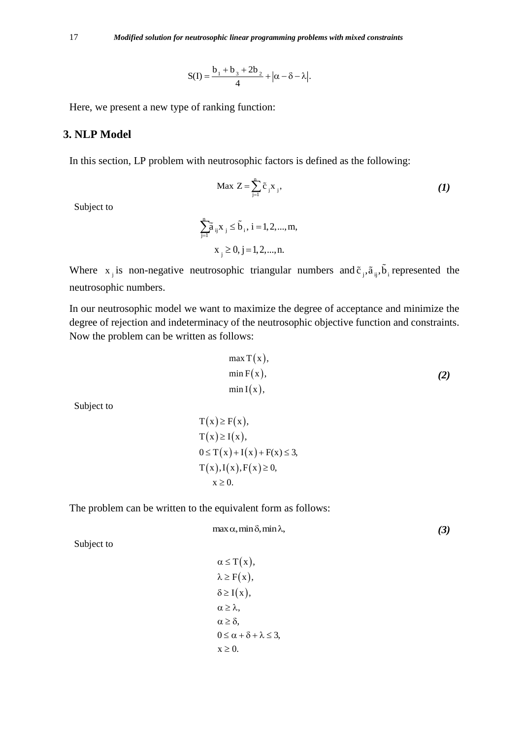$$S(I) = \frac{b_1 + b_3 + 2b_2}{4} + |\alpha - \delta - \lambda|.$$

Here, we present a new type of ranking function:

## 3. NLP Model

In this section, LP problem with neutrosophic factors is defined as the following:

$$\text{Max } Z = \sum_{j=1}^{n} \tilde{c}_j x_j, \tag{1}$$

Subject to

$$\sum_{j=1}^{n} \tilde{a}_{ij} x_j \le \tilde{b}_i, \; i = 1, 2, ..., m,$$

$$x_j \ge 0, \; j = 1, 2, ..., n.$$

Where $x_j$ is non-negative neutrosophic triangular numbers and $\tilde{c}_j, \tilde{a}_{ij}, \tilde{b}_i$ represented the neutrosophic numbers.

In our neutrosophic model we want to maximize the degree of acceptance and minimize the degree of rejection and indeterminacy of the neutrosophic objective function and constraints. Now the problem can be written as follows:

$$\begin{aligned} &\max T(x), \\ &\min F(x), \\ &\min I(x), \end{aligned} \tag{2}$$

Subject to

$$\begin{aligned} &T(x) \ge F(x), \\ &T(x) \ge I(x), \\ &0 \le T(x) + I(x) + F(x) \le 3, \\ &T(x), I(x), F(x) \ge 0, \\ &x \ge 0. \end{aligned}$$

The problem can be written to the equivalent form as follows:

$$\max \alpha, \min \delta, \min \lambda, \tag{3}$$

Subject to

$$\begin{aligned} &\alpha \le T(x), \\ &\lambda \ge F(x), \\ &\delta \ge I(x), \\ &\alpha \ge \lambda, \\ &\alpha \ge \delta, \\ &0 \le \alpha + \delta + \lambda \le 3, \\ &x \ge 0. \end{aligned}$$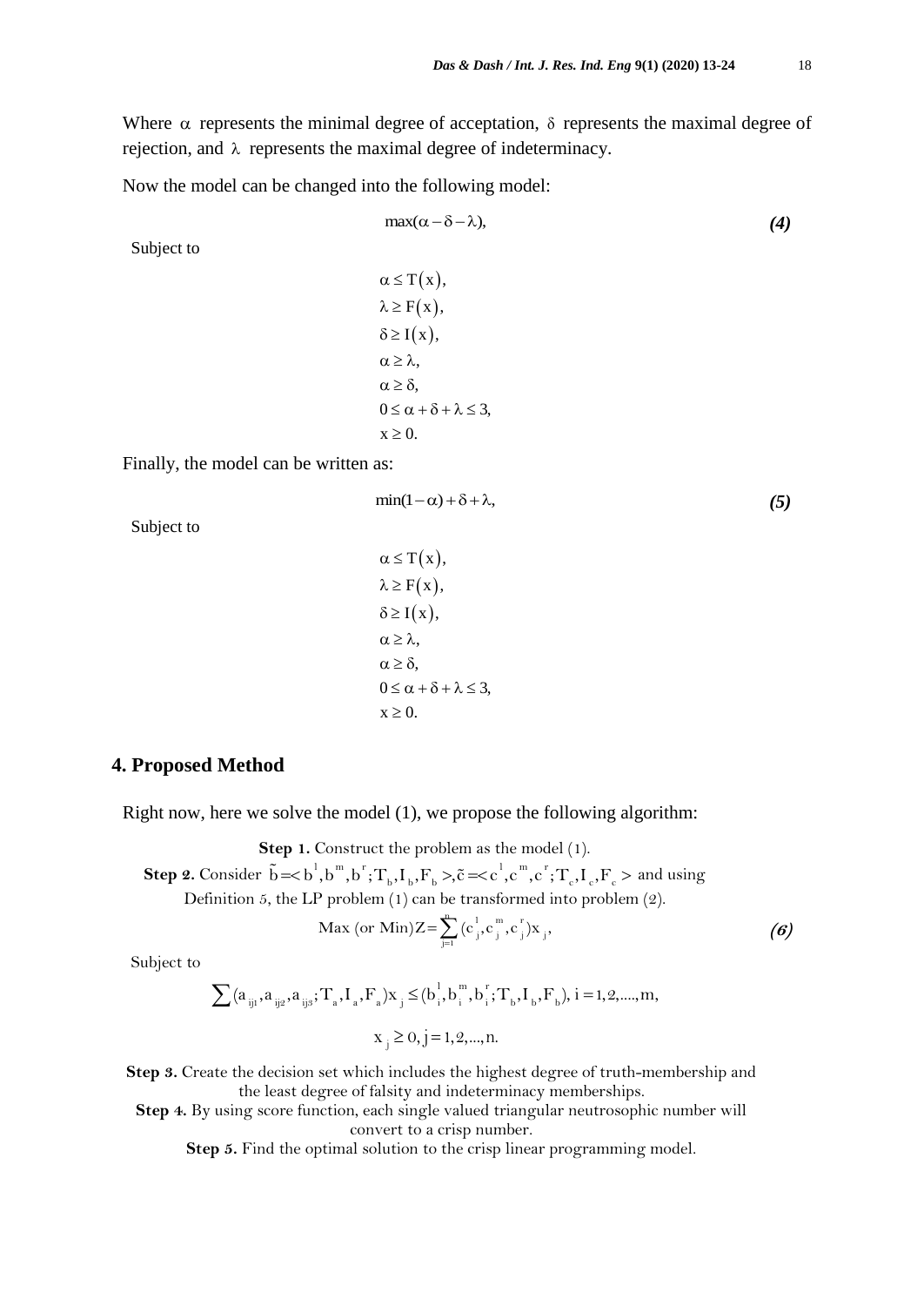Where $\alpha$ represents the minimal degree of acceptation, $\delta$ represents the maximal degree of rejection, and $\lambda$ represents the maximal degree of indeterminacy.

Now the model can be changed into the following model:

$$\max(\alpha - \delta - \lambda), \tag{4}$$

Subject to

$$\begin{aligned}
&\alpha \le T(x),\\
&\lambda \ge F(x),\\
&\delta \ge I(x),\\
&\alpha \ge \lambda,\\
&\alpha \ge \delta,\\
&0 \le \alpha + \delta + \lambda \le 3,\\
&x \ge 0.
\end{aligned}$$

Finally, the model can be written as:

$$\min(1-\alpha) + \delta + \lambda, \tag{5}$$

Subject to

$$\begin{aligned}
&\alpha \le T(x),\\
&\lambda \ge F(x),\\
&\delta \ge I(x),\\
&\alpha \ge \lambda,\\
&\alpha \ge \delta,\\
&0 \le \alpha + \delta + \lambda \le 3,\\
&x \ge 0.
\end{aligned}$$

## 4. Proposed Method

Right now, here we solve the model (1), we propose the following algorithm:

**Step 1.** Construct the problem as the model (1).

**Step 2.** Consider $\tilde{b} = < b^l, b^m, b^r; T_b, I_b, F_b >, \tilde{c} = < c^l, c^m, c^r; T_c, I_c, F_c >$ and using Definition 5, the LP problem (1) can be transformed into problem (2).

$$\text{Max (or Min)} Z = \sum_{j=1}^{n} (c_j^l, c_j^m, c_j^r) x_j, \tag{6}$$

Subject to

$$\sum (a_{ij1}, a_{ij2}, a_{ij3}; T_a, I_a, F_a) x_j \le (b_i^l, b_i^m, b_i^r; T_b, I_b, F_b), \ i = 1, 2, \ldots, m,$$

$$x_j \ge 0, j = 1, 2, \ldots, n.$$

**Step 3.** Create the decision set which includes the highest degree of truth-membership and the least degree of falsity and indeterminacy memberships.

**Step 4.** By using score function, each single valued triangular neutrosophic number will convert to a crisp number.

**Step 5.** Find the optimal solution to the crisp linear programming model.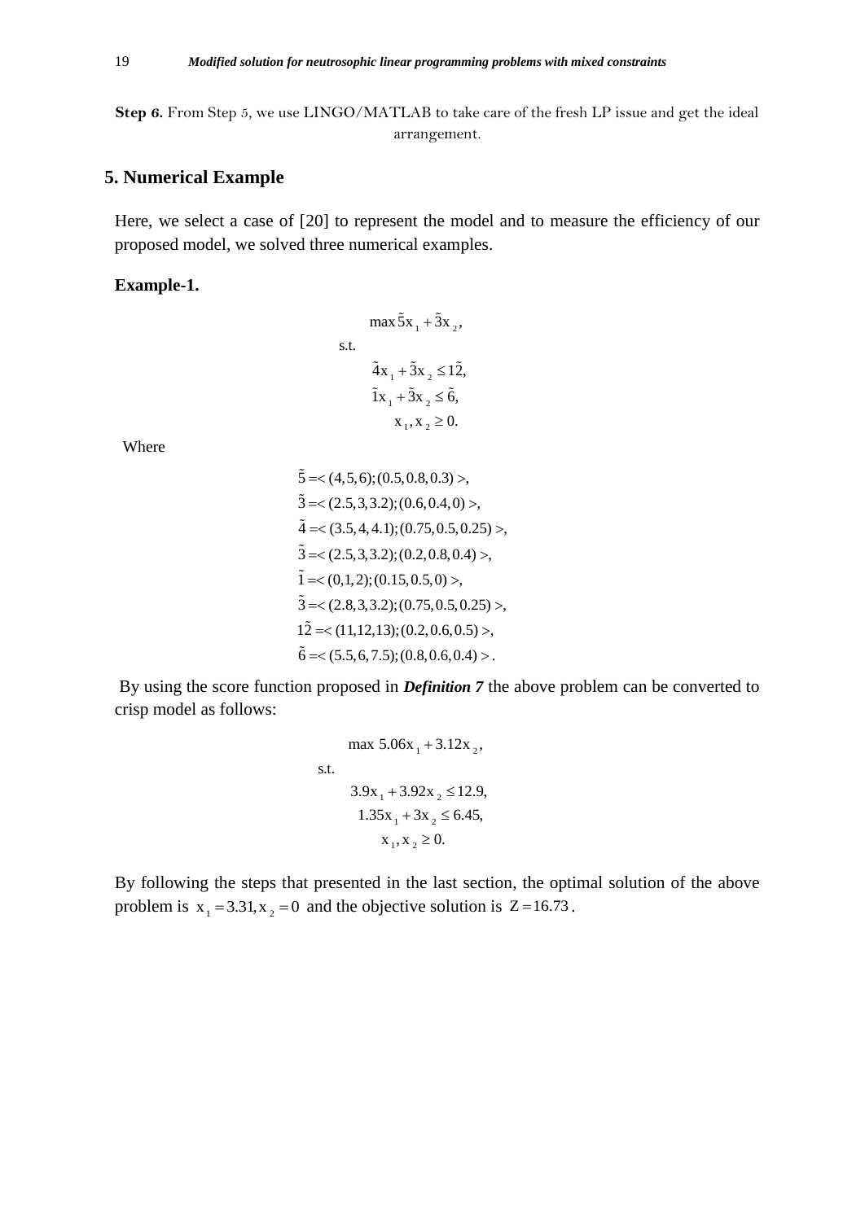**Step 6.** From Step 5, we use LINGO/MATLAB to take care of the fresh LP issue and get the ideal arrangement.

## 5. Numerical Example

Here, we select a case of [20] to represent the model and to measure the efficiency of our proposed model, we solved three numerical examples.

**Example-1.**

$$
\begin{aligned}
&\max \tilde{5}x_1 + \tilde{3}x_2, \\
\text{s.t.} & \\
&\tilde{4}x_1 + \tilde{3}x_2 \le 1\tilde{2}, \\
&\tilde{1}x_1 + \tilde{3}x_2 \le \tilde{6}, \\
&x_1, x_2 \ge 0.
\end{aligned}
$$

Where

$$
\begin{aligned}
&\tilde{5} = \langle (4,5,6); (0.5, 0.8, 0.3) \rangle, \\
&\tilde{3} = \langle (2.5, 3, 3.2); (0.6, 0.4, 0) \rangle, \\
&\tilde{4} = \langle (3.5, 4, 4.1); (0.75, 0.5, 0.25) \rangle, \\
&\tilde{3} = \langle (2.5, 3, 3.2); (0.2, 0.8, 0.4) \rangle, \\
&\tilde{1} = \langle (0,1,2); (0.15, 0.5, 0) \rangle, \\
&\tilde{3} = \langle (2.8, 3, 3.2); (0.75, 0.5, 0.25) \rangle, \\
&1\tilde{2} = \langle (11,12,13); (0.2, 0.6, 0.5) \rangle, \\
&\tilde{6} = \langle (5.5, 6, 7.5); (0.8, 0.6, 0.4) \rangle.
\end{aligned}
$$

By using the score function proposed in ***Definition 7*** the above problem can be converted to crisp model as follows:

$$
\begin{aligned}
&\max\ 5.06x_1 + 3.12x_2, \\
\text{s.t.} & \\
&3.9x_1 + 3.92x_2 \le 12.9, \\
&1.35x_1 + 3x_2 \le 6.45, \\
&x_1, x_2 \ge 0.
\end{aligned}
$$

By following the steps that presented in the last section, the optimal solution of the above problem is $x_1 = 3.31, x_2 = 0$ and the objective solution is $Z = 16.73$.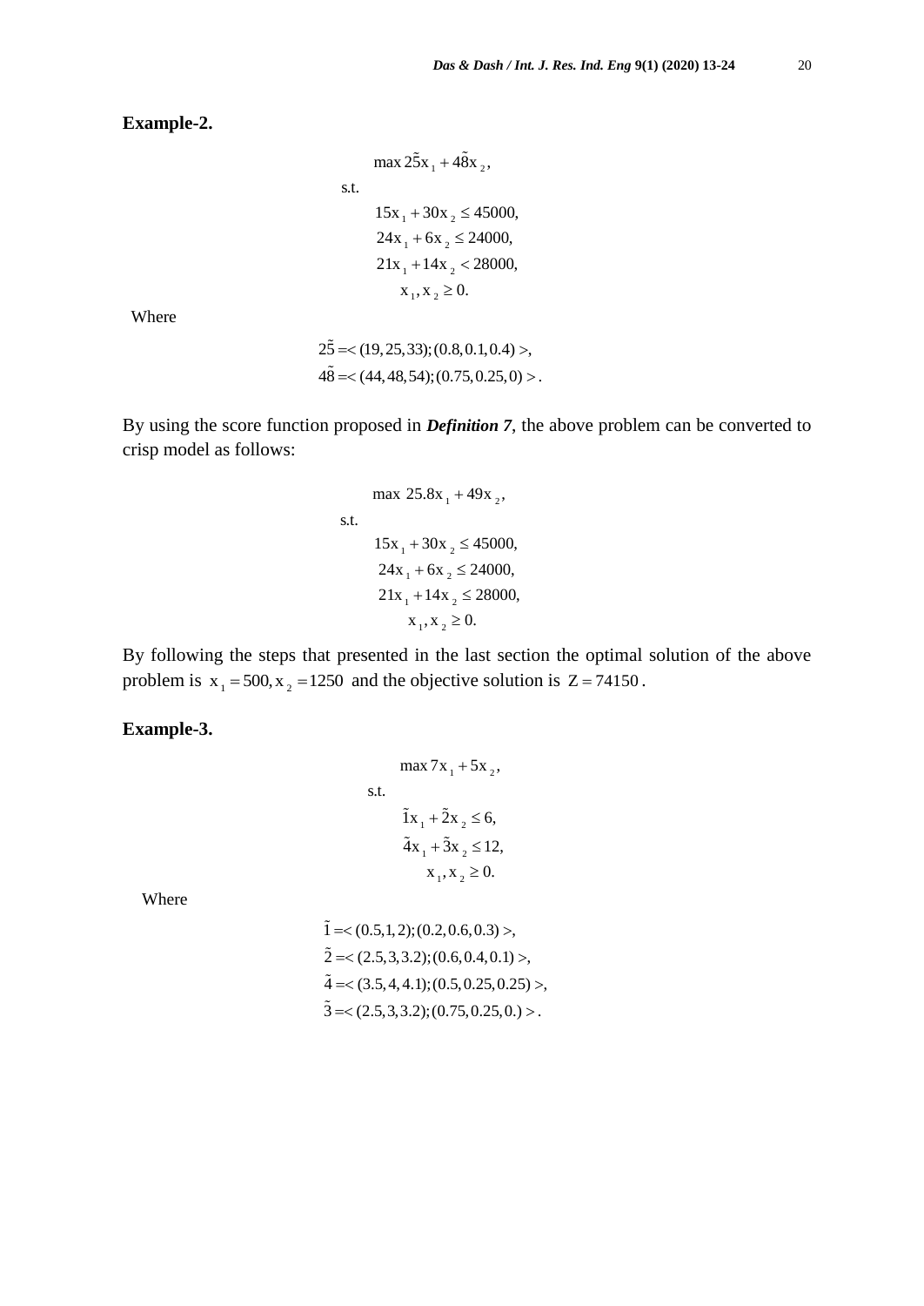**Example-2.**

$$\max \tilde{25}x_1 + \tilde{48}x_2,$$

$$\text{s.t.}$$

$$15x_1 + 30x_2 \leq 45000,$$

$$24x_1 + 6x_2 \leq 24000,$$

$$21x_1 + 14x_2 < 28000,$$

$$x_1, x_2 \geq 0.$$

Where

$$\tilde{25} = <(19, 25, 33); (0.8, 0.1, 0.4)>,$$

$$\tilde{48} = <(44, 48, 54); (0.75, 0.25, 0)>.$$

By using the score function proposed in ***Definition 7***, the above problem can be converted to crisp model as follows:

$$\max\ 25.8x_1 + 49x_2,$$

$$\text{s.t.}$$

$$15x_1 + 30x_2 \leq 45000,$$

$$24x_1 + 6x_2 \leq 24000,$$

$$21x_1 + 14x_2 \leq 28000,$$

$$x_1, x_2 \geq 0.$$

By following the steps that presented in the last section the optimal solution of the above problem is $x_1 = 500, x_2 = 1250$ and the objective solution is $Z = 74150$.

**Example-3.**

$$\max 7x_1 + 5x_2,$$

$$\text{s.t.}$$

$$\tilde{1}x_1 + \tilde{2}x_2 \leq 6,$$

$$\tilde{4}x_1 + \tilde{3}x_2 \leq 12,$$

$$x_1, x_2 \geq 0.$$

Where

$$\tilde{1} = <(0.5, 1, 2); (0.2, 0.6, 0.3)>,$$

$$\tilde{2} = <(2.5, 3, 3.2); (0.6, 0.4, 0.1)>,$$

$$\tilde{4} = <(3.5, 4, 4.1); (0.5, 0.25, 0.25)>,$$

$$\tilde{3} = <(2.5, 3, 3.2); (0.75, 0.25, 0.)>.$$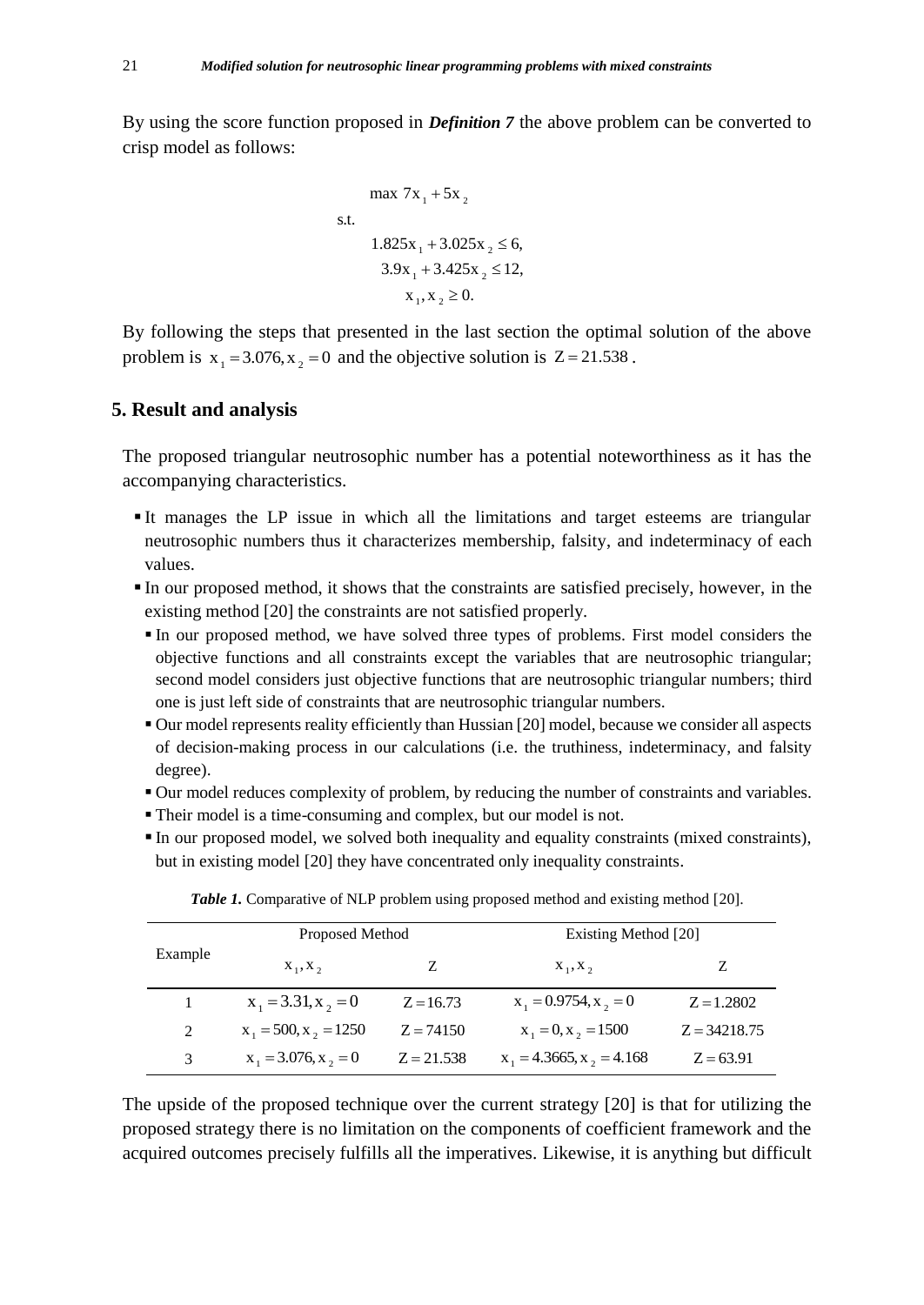By using the score function proposed in ***Definition 7*** the above problem can be converted to crisp model as follows:

$$
\begin{aligned}
&\max\ 7x_1 + 5x_2 \\
\text{s.t.}\quad & \\
&1.825x_1 + 3.025x_2 \le 6, \\
&3.9x_1 + 3.425x_2 \le 12, \\
&x_1, x_2 \ge 0.
\end{aligned}
$$

By following the steps that presented in the last section the optimal solution of the above problem is $x_1 = 3.076, x_2 = 0$ and the objective solution is $Z = 21.538$.

## 5. Result and analysis

The proposed triangular neutrosophic number has a potential noteworthiness as it has the accompanying characteristics.

- It manages the LP issue in which all the limitations and target esteems are triangular neutrosophic numbers thus it characterizes membership, falsity, and indeterminacy of each values.
- In our proposed method, it shows that the constraints are satisfied precisely, however, in the existing method [20] the constraints are not satisfied properly.
- In our proposed method, we have solved three types of problems. First model considers the objective functions and all constraints except the variables that are neutrosophic triangular; second model considers just objective functions that are neutrosophic triangular numbers; third one is just left side of constraints that are neutrosophic triangular numbers.
- Our model represents reality efficiently than Hussian [20] model, because we consider all aspects of decision-making process in our calculations (i.e. the truthiness, indeterminacy, and falsity degree).
- Our model reduces complexity of problem, by reducing the number of constraints and variables.
- Their model is a time-consuming and complex, but our model is not.
- In our proposed model, we solved both inequality and equality constraints (mixed constraints), but in existing model [20] they have concentrated only inequality constraints.

***Table 1.*** Comparative of NLP problem using proposed method and existing method [20].

| Example | Proposed Method | | Existing Method [20] | |
|---|---|---|---|---|
| | $x_1, x_2$ | Z | $x_1, x_2$ | Z |
| 1 | $x_1 = 3.31, x_2 = 0$ | $Z = 16.73$ | $x_1 = 0.9754, x_2 = 0$ | $Z = 1.2802$ |
| 2 | $x_1 = 500, x_2 = 1250$ | $Z = 74150$ | $x_1 = 0, x_2 = 1500$ | $Z = 34218.75$ |
| 3 | $x_1 = 3.076, x_2 = 0$ | $Z = 21.538$ | $x_1 = 4.3665, x_2 = 4.168$ | $Z = 63.91$ |

The upside of the proposed technique over the current strategy [20] is that for utilizing the proposed strategy there is no limitation on the components of coefficient framework and the acquired outcomes precisely fulfills all the imperatives. Likewise, it is anything but difficult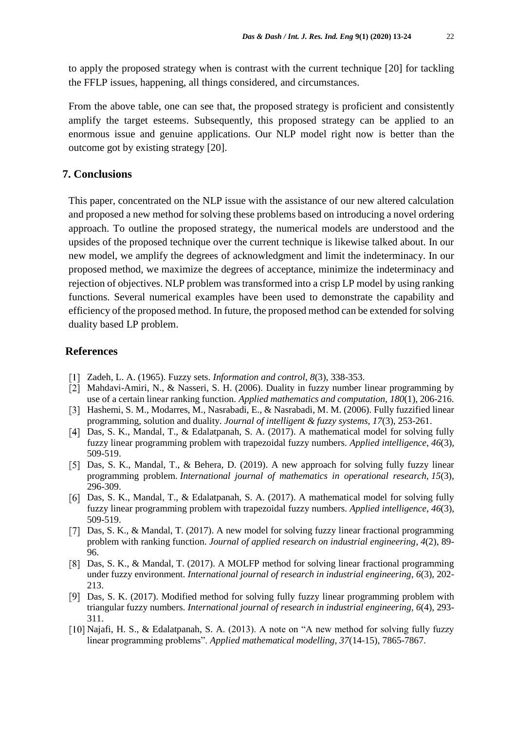to apply the proposed strategy when is contrast with the current technique [20] for tackling the FFLP issues, happening, all things considered, and circumstances.

From the above table, one can see that, the proposed strategy is proficient and consistently amplify the target esteems. Subsequently, this proposed strategy can be applied to an enormous issue and genuine applications. Our NLP model right now is better than the outcome got by existing strategy [20].

## 7. Conclusions

This paper, concentrated on the NLP issue with the assistance of our new altered calculation and proposed a new method for solving these problems based on introducing a novel ordering approach. To outline the proposed strategy, the numerical models are understood and the upsides of the proposed technique over the current technique is likewise talked about. In our new model, we amplify the degrees of acknowledgment and limit the indeterminacy. In our proposed method, we maximize the degrees of acceptance, minimize the indeterminacy and rejection of objectives. NLP problem was transformed into a crisp LP model by using ranking functions. Several numerical examples have been used to demonstrate the capability and efficiency of the proposed method. In future, the proposed method can be extended for solving duality based LP problem.

## References

[1] Zadeh, L. A. (1965). Fuzzy sets. *Information and control*, *8*(3), 338-353.

[2] Mahdavi-Amiri, N., & Nasseri, S. H. (2006). Duality in fuzzy number linear programming by use of a certain linear ranking function. *Applied mathematics and computation*, *180*(1), 206-216.

[3] Hashemi, S. M., Modarres, M., Nasrabadi, E., & Nasrabadi, M. M. (2006). Fully fuzzified linear programming, solution and duality. *Journal of intelligent & fuzzy systems*, *17*(3), 253-261.

[4] Das, S. K., Mandal, T., & Edalatpanah, S. A. (2017). A mathematical model for solving fully fuzzy linear programming problem with trapezoidal fuzzy numbers. *Applied intelligence*, *46*(3), 509-519.

[5] Das, S. K., Mandal, T., & Behera, D. (2019). A new approach for solving fully fuzzy linear programming problem. *International journal of mathematics in operational research*, *15*(3), 296-309.

[6] Das, S. K., Mandal, T., & Edalatpanah, S. A. (2017). A mathematical model for solving fully fuzzy linear programming problem with trapezoidal fuzzy numbers. *Applied intelligence*, *46*(3), 509-519.

[7] Das, S. K., & Mandal, T. (2017). A new model for solving fuzzy linear fractional programming problem with ranking function. *Journal of applied research on industrial engineering*, *4*(2), 89-96.

[8] Das, S. K., & Mandal, T. (2017). A MOLFP method for solving linear fractional programming under fuzzy environment. *International journal of research in industrial engineering*, *6*(3), 202-213.

[9] Das, S. K. (2017). Modified method for solving fully fuzzy linear programming problem with triangular fuzzy numbers. *International journal of research in industrial engineering*, *6*(4), 293-311.

[10] Najafi, H. S., & Edalatpanah, S. A. (2013). A note on "A new method for solving fully fuzzy linear programming problems". *Applied mathematical modelling*, *37*(14-15), 7865-7867.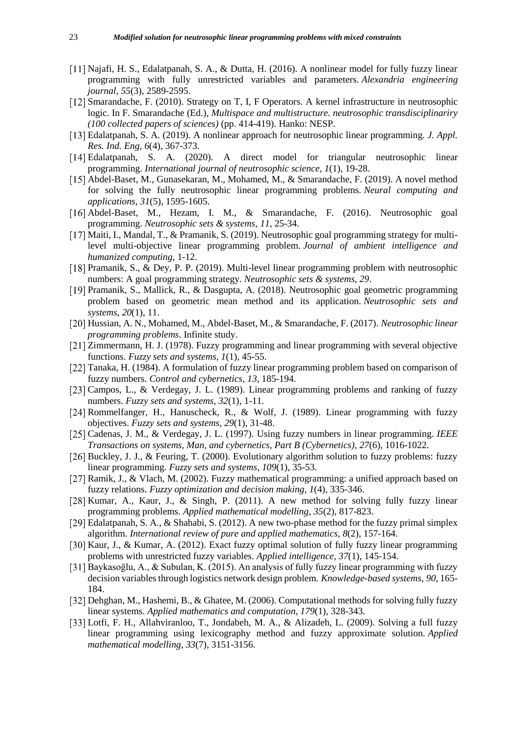[11] Najafi, H. S., Edalatpanah, S. A., & Dutta, H. (2016). A nonlinear model for fully fuzzy linear programming with fully unrestricted variables and parameters. *Alexandria engineering journal*, *55*(3), 2589-2595.

[12] Smarandache, F. (2010). Strategy on T, I, F Operators. A kernel infrastructure in neutrosophic logic. In F. Smarandache (Ed.), *Multispace and multistructure. neutrosophic transdisciplinarity (100 collected papers of sciences)* (pp. 414-419). Hanko: NESP.

[13] Edalatpanah, S. A. (2019). A nonlinear approach for neutrosophic linear programming. *J. Appl. Res. Ind. Eng*, *6*(4), 367-373.

[14] Edalatpanah, S. A. (2020). A direct model for triangular neutrosophic linear programming. *International journal of neutrosophic science*, *1*(1), 19-28.

[15] Abdel-Baset, M., Gunasekaran, M., Mohamed, M., & Smarandache, F. (2019). A novel method for solving the fully neutrosophic linear programming problems. *Neural computing and applications*, *31*(5), 1595-1605.

[16] Abdel-Baset, M., Hezam, I. M., & Smarandache, F. (2016). Neutrosophic goal programming. *Neutrosophic sets & systems*, *11*, 25-34.

[17] Maiti, I., Mandal, T., & Pramanik, S. (2019). Neutrosophic goal programming strategy for multi-level multi-objective linear programming problem. *Journal of ambient intelligence and humanized computing*, 1-12.

[18] Pramanik, S., & Dey, P. P. (2019). Multi-level linear programming problem with neutrosophic numbers: A goal programming strategy. *Neutrosophic sets & systems*, *29*.

[19] Pramanik, S., Mallick, R., & Dasgupta, A. (2018). Neutrosophic goal geometric programming problem based on geometric mean method and its application. *Neutrosophic sets and systems*, *20*(1), 11.

[20] Hussian, A. N., Mohamed, M., Abdel-Baset, M., & Smarandache, F. (2017). *Neutrosophic linear programming problems*. Infinite study.

[21] Zimmermann, H. J. (1978). Fuzzy programming and linear programming with several objective functions. *Fuzzy sets and systems*, *1*(1), 45-55.

[22] Tanaka, H. (1984). A formulation of fuzzy linear programming problem based on comparison of fuzzy numbers. *Control and cybernetics*, *13*, 185-194.

[23] Campos, L., & Verdegay, J. L. (1989). Linear programming problems and ranking of fuzzy numbers. *Fuzzy sets and systems*, *32*(1), 1-11.

[24] Rommelfanger, H., Hanuscheck, R., & Wolf, J. (1989). Linear programming with fuzzy objectives. *Fuzzy sets and systems*, *29*(1), 31-48.

[25] Cadenas, J. M., & Verdegay, J. L. (1997). Using fuzzy numbers in linear programming. *IEEE Transactions on systems, Man, and cybernetics, Part B (Cybernetics)*, *27*(6), 1016-1022.

[26] Buckley, J. J., & Feuring, T. (2000). Evolutionary algorithm solution to fuzzy problems: fuzzy linear programming. *Fuzzy sets and systems*, *109*(1), 35-53.

[27] Ramik, J., & Vlach, M. (2002). Fuzzy mathematical programming: a unified approach based on fuzzy relations. *Fuzzy optimization and decision making*, *1*(4), 335-346.

[28] Kumar, A., Kaur, J., & Singh, P. (2011). A new method for solving fully fuzzy linear programming problems. *Applied mathematical modelling*, *35*(2), 817-823.

[29] Edalatpanah, S. A., & Shahabi, S. (2012). A new two-phase method for the fuzzy primal simplex algorithm. *International review of pure and applied mathematics*, *8*(2), 157-164.

[30] Kaur, J., & Kumar, A. (2012). Exact fuzzy optimal solution of fully fuzzy linear programming problems with unrestricted fuzzy variables. *Applied intelligence*, *37*(1), 145-154.

[31] Baykasoğlu, A., & Subulan, K. (2015). An analysis of fully fuzzy linear programming with fuzzy decision variables through logistics network design problem. *Knowledge-based systems*, *90*, 165-184.

[32] Dehghan, M., Hashemi, B., & Ghatee, M. (2006). Computational methods for solving fully fuzzy linear systems. *Applied mathematics and computation*, *179*(1), 328-343.

[33] Lotfi, F. H., Allahviranloo, T., Jondabeh, M. A., & Alizadeh, L. (2009). Solving a full fuzzy linear programming using lexicography method and fuzzy approximate solution. *Applied mathematical modelling*, *33*(7), 3151-3156.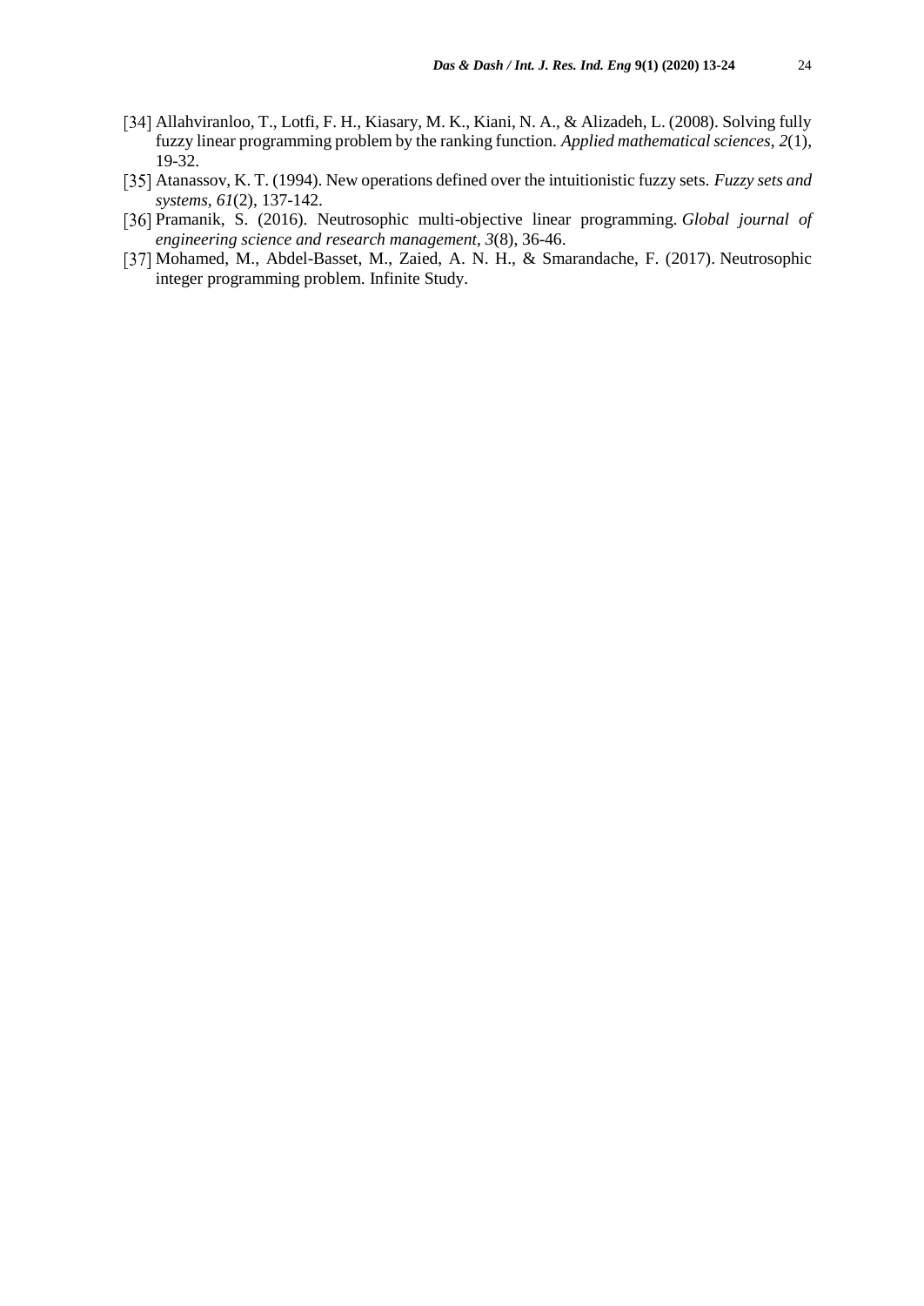[34] Allahviranloo, T., Lotfi, F. H., Kiasary, M. K., Kiani, N. A., & Alizadeh, L. (2008). Solving fully fuzzy linear programming problem by the ranking function. *Applied mathematical sciences*, *2*(1), 19-32.

[35] Atanassov, K. T. (1994). New operations defined over the intuitionistic fuzzy sets. *Fuzzy sets and systems*, *61*(2), 137-142.

[36] Pramanik, S. (2016). Neutrosophic multi-objective linear programming. *Global journal of engineering science and research management*, *3*(8), 36-46.

[37] Mohamed, M., Abdel-Basset, M., Zaied, A. N. H., & Smarandache, F. (2017). Neutrosophic integer programming problem. Infinite Study.